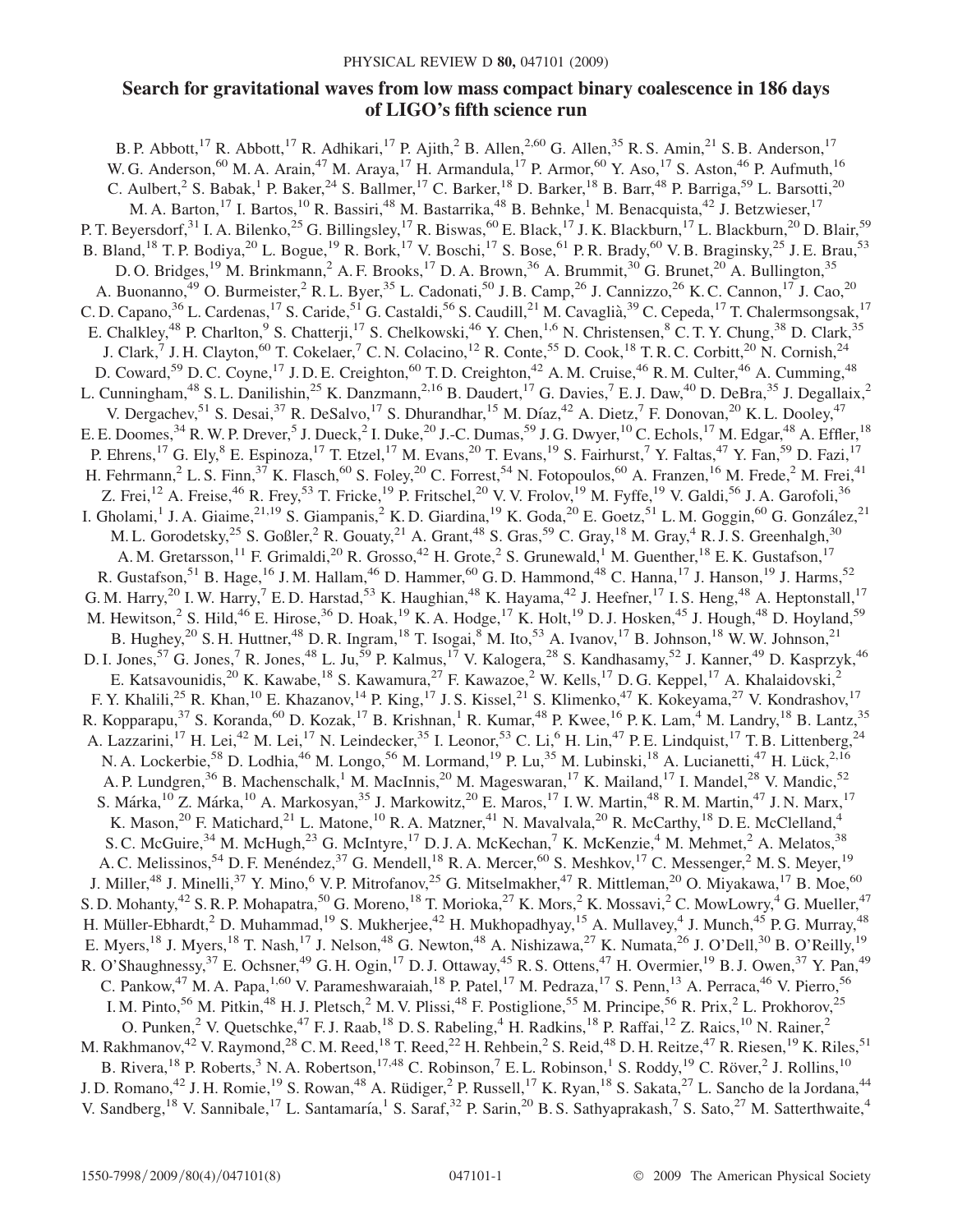# Search for gravitational waves from low mass compact binary coalescence in 186 days of LIGO's fifth science run

B. P. Abbott,[17] R. Abbott,[17] R. Adhikari,[17] P. Ajith,[2] B. Allen,[2,60] G. Allen,[35] R. S. Amin,[21] S. B. Anderson,[17] W. G. Anderson,[60] M. A. Arain,[47] M. Araya,[17] H. Armandula,[17] P. Armor,[60] Y. Aso,[17] S. Aston,[46] P. Aufmuth,[16] C. Aulbert,[2] S. Babak,[1] P. Baker,[24] S. Ballmer,[17] C. Barker,[18] D. Barker,[18] B. Barr,[48] P. Barriga,[59] L. Barsotti,[20] M. A. Barton,[17] I. Bartos,[10] R. Bassiri,[48] M. Bastarrika,[48] B. Behnke,[1] M. Benacquista,[42] J. Betzwieser,[17] P. T. Beyersdorf,[31] I. A. Bilenko,[25] G. Billingsley,[17] R. Biswas,[60] E. Black,[17] J. K. Blackburn,[17] L. Blackburn,[20] D. Blair,[59] B. Bland,[18] T. P. Bodiya,[20] L. Bogue,[19] R. Bork,[17] V. Boschi,[17] S. Bose,[61] P. R. Brady,[60] V. B. Braginsky,[25] J. E. Brau,[53] D. O. Bridges,[19] M. Brinkmann,[2] A. F. Brooks,[17] D. A. Brown,[36] A. Brummit,[30] G. Brunet,[20] A. Bullington,[35] A. Buonanno,[49] O. Burmeister,[2] R. L. Byer,[35] L. Cadonati,[50] J. B. Camp,[26] J. Cannizzo,[26] K. C. Cannon,[17] J. Cao,[20] C. D. Capano,[36] L. Cardenas,[17] S. Caride,[51] G. Castaldi,[56] S. Caudill,[21] M. Cavaglià,[39] C. Cepeda,[17] T. Chalermsongsak,[17] E. Chalkley,[48] P. Charlton,[9] S. Chatterji,[17] S. Chelkowski,[46] Y. Chen,[1,6] N. Christensen,[8] C. T. Y. Chung,[38] D. Clark,[35] J. Clark,[7] J. H. Clayton,[60] T. Cokelaer,[7] C. N. Colacino,[12] R. Conte,[55] D. Cook,[18] T. R. C. Corbitt,[20] N. Cornish,[24] D. Coward,[59] D. C. Coyne,[17] J. D. E. Creighton,[60] T. D. Creighton,[42] A. M. Cruise,[46] R. M. Culter,[46] A. Cumming,[48] L. Cunningham,[48] S. L. Danilishin,[25] K. Danzmann,[2,16] B. Daudert,[17] G. Davies,[7] E. J. Daw,[40] D. DeBra,[35] J. Degallaix,[2] V. Dergachev,[51] S. Desai,[37] R. DeSalvo,[17] S. Dhurandhar,[15] M. Díaz,[42] A. Dietz,[7] F. Donovan,[20] K. L. Dooley,[47] E. E. Doomes,[34] R. W. P. Drever,[5] J. Dueck,[2] I. Duke,[20] J.-C. Dumas,[59] J. G. Dwyer,[10] C. Echols,[17] M. Edgar,[48] A. Effler,[18] P. Ehrens,[17] G. Ely,[8] E. Espinoza,[17] T. Etzel,[17] M. Evans,[20] T. Evans,[19] S. Fairhurst,[7] Y. Faltas,[47] Y. Fan,[59] D. Fazi,[17] H. Fehrmann,[2] L. S. Finn,[37] K. Flasch,[60] S. Foley,[20] C. Forrest,[54] N. Fotopoulos,[60] A. Franzen,[16] M. Frede,[2] M. Frei,[41] Z. Frei,[12] A. Freise,[46] R. Frey,[53] T. Fricke,[19] P. Fritschel,[20] V. V. Frolov,[19] M. Fyffe,[19] V. Galdi,[56] J. A. Garofoli,[36] I. Gholami,[1] J. A. Giaime,[21,19] S. Giampanis,[2] K. D. Giardina,[19] K. Goda,[20] E. Goetz,[51] L. M. Goggin,[60] G. González,[21] M. L. Gorodetsky,[25] S. Goßler,[2] R. Gouaty,[21] A. Grant,[48] S. Gras,[59] C. Gray,[18] M. Gray,[4] R. J. S. Greenhalgh,[30] A. M. Gretarsson,[11] F. Grimaldi,[20] R. Grosso,[42] H. Grote,[2] S. Grunewald,[1] M. Guenther,[18] E. K. Gustafson,[17] R. Gustafson,[51] B. Hage,[16] J. M. Hallam,[46] D. Hammer,[60] G. D. Hammond,[48] C. Hanna,[17] J. Hanson,[19] J. Harms,[52] G. M. Harry,[20] I. W. Harry,[7] E. D. Harstad,[53] K. Haughian,[48] K. Hayama,[42] J. Heefner,[17] I. S. Heng,[48] A. Heptonstall,[17] M. Hewitson,[2] S. Hild,[46] E. Hirose,[36] D. Hoak,[19] K. A. Hodge,[17] K. Holt,[19] D. J. Hosken,[45] J. Hough,[48] D. Hoyland,[59] B. Hughey,[20] S. H. Huttner,[48] D. R. Ingram,[18] T. Isogai,[8] M. Ito,[53] A. Ivanov,[17] B. Johnson,[18] W. W. Johnson,[21] D. I. Jones,[57] G. Jones,[7] R. Jones,[48] L. Ju,[59] P. Kalmus,[17] V. Kalogera,[28] S. Kandhasamy,[52] J. Kanner,[49] D. Kasprzyk,[46] E. Katsavounidis,[20] K. Kawabe,[18] S. Kawamura,[27] F. Kawazoe,[2] W. Kells,[17] D. G. Keppel,[17] A. Khalaidovski,[2] F. Y. Khalili,[25] R. Khan,[10] E. Khazanov,[14] P. King,[17] J. S. Kissel,[21] S. Klimenko,[47] K. Kokeyama,[27] V. Kondrashov,[17] R. Kopparapu,[37] S. Koranda,[60] D. Kozak,[17] B. Krishnan,[1] R. Kumar,[48] P. Kwee,[16] P. K. Lam,[4] M. Landry,[18] B. Lantz,[35] A. Lazzarini,[17] H. Lei,[42] M. Lei,[17] N. Leindecker,[35] I. Leonor,[53] C. Li,[6] H. Lin,[47] P. E. Lindquist,[17] T. B. Littenberg,[24] N. A. Lockerbie,[58] D. Lodhia,[46] M. Longo,[56] M. Lormand,[19] P. Lu,[35] M. Lubinski,[18] A. Lucianetti,[47] H. Lück,[2,16] A. P. Lundgren,[36] B. Machenschalk,[1] M. MacInnis,[20] M. Mageswaran,[17] K. Mailand,[17] I. Mandel,[28] V. Mandic,[52] S. Márka,[10] Z. Márka,[10] A. Markosyan,[35] J. Markowitz,[20] E. Maros,[17] I. W. Martin,[48] R. M. Martin,[47] J. N. Marx,[17] K. Mason,[20] F. Matichard,[21] L. Matone,[10] R. A. Matzner,[41] N. Mavalvala,[20] R. McCarthy,[18] D. E. McClelland,[4] S. C. McGuire,[34] M. McHugh,[23] G. McIntyre,[17] D. J. A. McKechan,[7] K. McKenzie,[4] M. Mehmet,[2] A. Melatos,[38] A. C. Melissinos,[54] D. F. Menéndez,[37] G. Mendell,[18] R. A. Mercer,[60] S. Meshkov,[17] C. Messenger,[2] M. S. Meyer,[19] J. Miller,[48] J. Minelli,[37] Y. Mino,[6] V. P. Mitrofanov,[25] G. Mitselmakher,[47] R. Mittleman,[20] O. Miyakawa,[17] B. Moe,[60] S. D. Mohanty,[42] S. R. P. Mohapatra,[50] G. Moreno,[18] T. Morioka,[27] K. Mors,[2] K. Mossavi,[2] C. MowLowry,[4] G. Mueller,[47] H. Müller-Ebhardt,[2] D. Muhammad,[19] S. Mukherjee,[42] H. Mukhopadhyay,[15] A. Mullavey,[4] J. Munch,[45] P. G. Murray,[48] E. Myers,[18] J. Myers,[18] T. Nash,[17] J. Nelson,[48] G. Newton,[48] A. Nishizawa,[27] K. Numata,[26] J. O'Dell,[30] B. O'Reilly,[19] R. O'Shaughnessy,[37] E. Ochsner,[49] G. H. Ogin,[17] D. J. Ottaway,[45] R. S. Ottens,[47] H. Overmier,[19] B. J. Owen,[37] Y. Pan,[49] C. Pankow,[47] M. A. Papa,[1,60] V. Parameshwaraiah,[18] P. Patel,[17] M. Pedraza,[17] S. Penn,[13] A. Perraca,[46] V. Pierro,[56] I. M. Pinto,[56] M. Pitkin,[48] H. J. Pletsch,[2] M. V. Plissi,[48] F. Postiglione,[55] M. Principe,[56] R. Prix,[2] L. Prokhorov,[25] O. Punken,[2] V. Quetschke,[47] F. J. Raab,[18] D. S. Rabeling,[4] H. Radkins,[18] P. Raffai,[12] Z. Raics,[10] N. Rainer,[2] M. Rakhmanov,[42] V. Raymond,[28] C. M. Reed,[18] T. Reed,[22] H. Rehbein,[2] S. Reid,[48] D. H. Reitze,[47] R. Riesen,[19] K. Riles,[51] B. Rivera,[18] P. Roberts,[3] N. A. Robertson,[17,48] C. Robinson,[7] E. L. Robinson,[1] S. Roddy,[19] C. Röver,[2] J. Rollins,[10] J. D. Romano,[42] J. H. Romie,[19] S. Rowan,[48] A. Rüdiger,[2] P. Russell,[17] K. Ryan,[18] S. Sakata,[27] L. Sancho de la Jordana,[44] V. Sandberg,[18] V. Sannibale,[17] L. Santamaría,[1] S. Saraf,[32] P. Sarin,[20] B. S. Sathyaprakash,[7] S. Sato,[27] M. Satterthwaite,[4]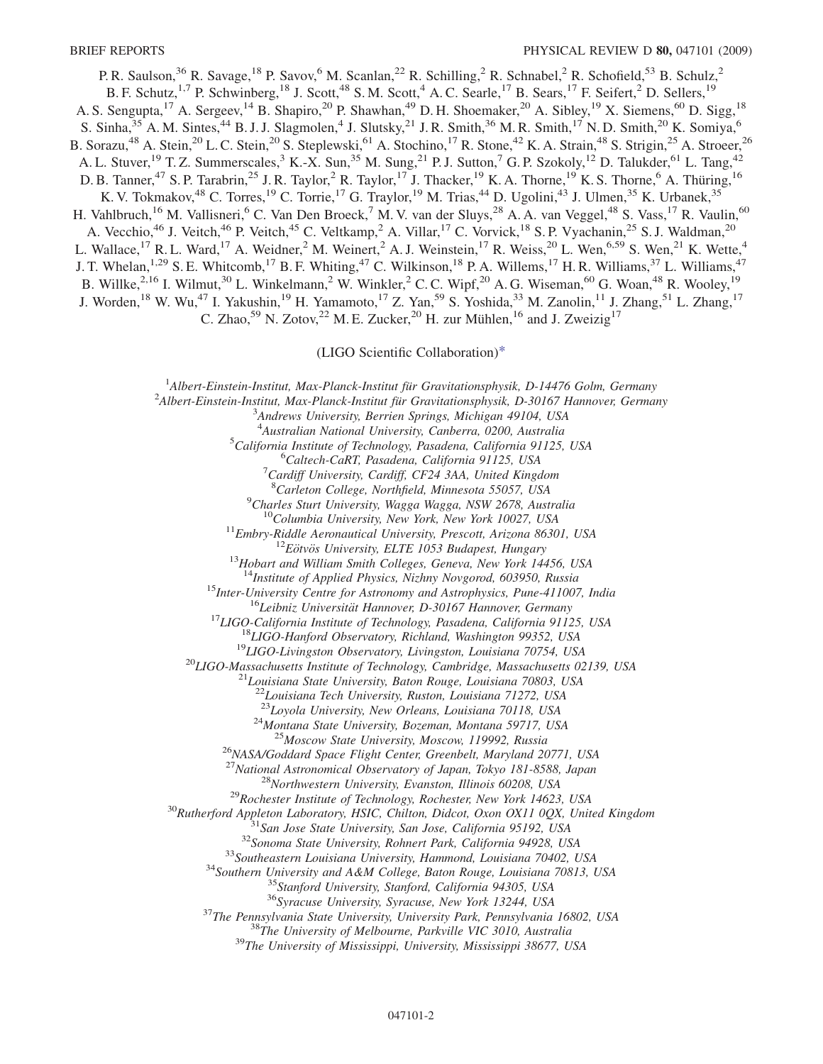P. R. Saulson,[36] R. Savage,[18] P. Savov,[6] M. Scanlan,[22] R. Schilling,[2] R. Schnabel,[2] R. Schofield,[53] B. Schulz,[2] B. F. Schutz,[1,7] P. Schwinberg,[18] J. Scott,[48] S. M. Scott,[4] A. C. Searle,[17] B. Sears,[17] F. Seifert,[2] D. Sellers,[19] A. S. Sengupta,[17] A. Sergeev,[14] B. Shapiro,[20] P. Shawhan,[49] D. H. Shoemaker,[20] A. Sibley,[19] X. Siemens,[60] D. Sigg,[18] S. Sinha,[35] A. M. Sintes,[44] B. J. J. Slagmolen,[4] J. Slutsky,[21] J. R. Smith,[36] M. R. Smith,[17] N. D. Smith,[20] K. Somiya,[6] B. Sorazu,[48] A. Stein,[20] L. C. Stein,[20] S. Steplewski,[61] A. Stochino,[17] R. Stone,[42] K. A. Strain,[48] S. Strigin,[25] A. Stroeer,[26] A. L. Stuver,[19] T. Z. Summerscales,[3] K.-X. Sun,[35] M. Sung,[21] P. J. Sutton,[7] G. P. Szokoly,[12] D. Talukder,[61] L. Tang,[42] D. B. Tanner,[47] S. P. Tarabrin,[25] J. R. Taylor,[2] R. Taylor,[17] J. Thacker,[19] K. A. Thorne,[19] K. S. Thorne,[6] A. Thüring,[16] K. V. Tokmakov,[48] C. Torres,[19] C. Torrie,[17] G. Traylor,[19] M. Trias,[44] D. Ugolini,[43] J. Ulmen,[35] K. Urbanek,[35] H. Vahlbruch,[16] M. Vallisneri,[6] C. Van Den Broeck,[7] M. V. van der Sluys,[28] A. A. van Veggel,[48] S. Vass,[17] R. Vaulin,[60] A. Vecchio,[46] J. Veitch,[46] P. Veitch,[45] C. Veltkamp,[2] A. Villar,[17] C. Vorvick,[18] S. P. Vyachanin,[25] S. J. Waldman,[20] L. Wallace,[17] R. L. Ward,[17] A. Weidner,[2] M. Weinert,[2] A. J. Weinstein,[17] R. Weiss,[20] L. Wen,[6,59] S. Wen,[21] K. Wette,[4] J. T. Whelan,[1,29] S. E. Whitcomb,[17] B. F. Whiting,[47] C. Wilkinson,[18] P. A. Willems,[17] H. R. Williams,[37] L. Williams,[47] B. Willke,[2,16] I. Wilmut,[30] L. Winkelmann,[2] W. Winkler,[2] C. C. Wipf,[20] A. G. Wiseman,[60] G. Woan,[48] R. Wooley,[19] J. Worden,[18] W. Wu,[47] I. Yakushin,[19] H. Yamamoto,[17] Z. Yan,[59] S. Yoshida,[33] M. Zanolin,[11] J. Zhang,[51] L. Zhang,[17] C. Zhao,[59] N. Zotov,[22] M. E. Zucker,[20] H. zur Mühlen,[16] and J. Zweizig[17]

(LIGO Scientific Collaboration)*

[1] *Albert-Einstein-Institut, Max-Planck-Institut für Gravitationsphysik, D-14476 Golm, Germany*
[2] *Albert-Einstein-Institut, Max-Planck-Institut für Gravitationsphysik, D-30167 Hannover, Germany*
[3] *Andrews University, Berrien Springs, Michigan 49104, USA*
[4] *Australian National University, Canberra, 0200, Australia*
[5] *California Institute of Technology, Pasadena, California 91125, USA*
[6] *Caltech-CaRT, Pasadena, California 91125, USA*
[7] *Cardiff University, Cardiff, CF24 3AA, United Kingdom*
[8] *Carleton College, Northfield, Minnesota 55057, USA*
[9] *Charles Sturt University, Wagga Wagga, NSW 2678, Australia*
[10] *Columbia University, New York, New York 10027, USA*
[11] *Embry-Riddle Aeronautical University, Prescott, Arizona 86301, USA*
[12] *Eötvös University, ELTE 1053 Budapest, Hungary*
[13] *Hobart and William Smith Colleges, Geneva, New York 14456, USA*
[14] *Institute of Applied Physics, Nizhny Novgorod, 603950, Russia*
[15] *Inter-University Centre for Astronomy and Astrophysics, Pune-411007, India*
[16] *Leibniz Universität Hannover, D-30167 Hannover, Germany*
[17] *LIGO-California Institute of Technology, Pasadena, California 91125, USA*
[18] *LIGO-Hanford Observatory, Richland, Washington 99352, USA*
[19] *LIGO-Livingston Observatory, Livingston, Louisiana 70754, USA*
[20] *LIGO-Massachusetts Institute of Technology, Cambridge, Massachusetts 02139, USA*
[21] *Louisiana State University, Baton Rouge, Louisiana 70803, USA*
[22] *Louisiana Tech University, Ruston, Louisiana 71272, USA*
[23] *Loyola University, New Orleans, Louisiana 70118, USA*
[24] *Montana State University, Bozeman, Montana 59717, USA*
[25] *Moscow State University, Moscow, 119992, Russia*
[26] *NASA/Goddard Space Flight Center, Greenbelt, Maryland 20771, USA*
[27] *National Astronomical Observatory of Japan, Tokyo 181-8588, Japan*
[28] *Northwestern University, Evanston, Illinois 60208, USA*
[29] *Rochester Institute of Technology, Rochester, New York 14623, USA*
[30] *Rutherford Appleton Laboratory, HSIC, Chilton, Didcot, Oxon OX11 0QX, United Kingdom*
[31] *San Jose State University, San Jose, California 95192, USA*
[32] *Sonoma State University, Rohnert Park, California 94928, USA*
[33] *Southeastern Louisiana University, Hammond, Louisiana 70402, USA*
[34] *Southern University and A&M College, Baton Rouge, Louisiana 70813, USA*
[35] *Stanford University, Stanford, California 94305, USA*
[36] *Syracuse University, Syracuse, New York 13244, USA*
[37] *The Pennsylvania State University, University Park, Pennsylvania 16802, USA*
[38] *The University of Melbourne, Parkville VIC 3010, Australia*
[39] *The University of Mississippi, University, Mississippi 38677, USA*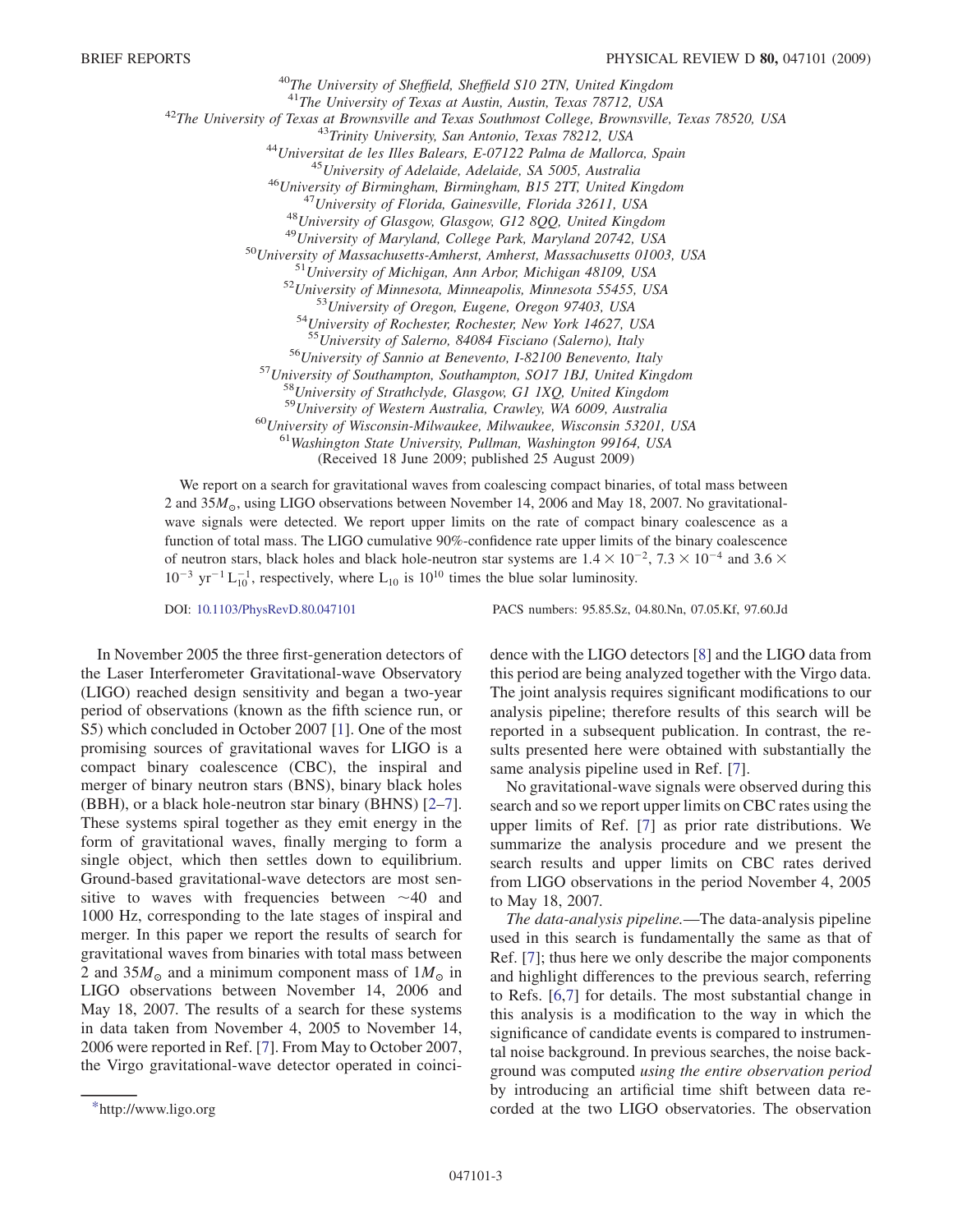[40]The University of Sheffield, Sheffield S10 2TN, United Kingdom
[41]The University of Texas at Austin, Austin, Texas 78712, USA
[42]The University of Texas at Brownsville and Texas Southmost College, Brownsville, Texas 78520, USA
[43]Trinity University, San Antonio, Texas 78212, USA
[44]Universitat de les Illes Balears, E-07122 Palma de Mallorca, Spain
[45]University of Adelaide, Adelaide, SA 5005, Australia
[46]University of Birmingham, Birmingham, B15 2TT, United Kingdom
[47]University of Florida, Gainesville, Florida 32611, USA
[48]University of Glasgow, Glasgow, G12 8QQ, United Kingdom
[49]University of Maryland, College Park, Maryland 20742, USA
[50]University of Massachusetts-Amherst, Amherst, Massachusetts 01003, USA
[51]University of Michigan, Ann Arbor, Michigan 48109, USA
[52]University of Minnesota, Minneapolis, Minnesota 55455, USA
[53]University of Oregon, Eugene, Oregon 97403, USA
[54]University of Rochester, Rochester, New York 14627, USA
[55]University of Salerno, 84084 Fisciano (Salerno), Italy
[56]University of Sannio at Benevento, I-82100 Benevento, Italy
[57]University of Southampton, Southampton, SO17 1BJ, United Kingdom
[58]University of Strathclyde, Glasgow, G1 1XQ, United Kingdom
[59]University of Western Australia, Crawley, WA 6009, Australia
[60]University of Wisconsin-Milwaukee, Milwaukee, Wisconsin 53201, USA
[61]Washington State University, Pullman, Washington 99164, USA
(Received 18 June 2009; published 25 August 2009)

We report on a search for gravitational waves from coalescing compact binaries, of total mass between 2 and $35 M_{\odot}$, using LIGO observations between November 14, 2006 and May 18, 2007. No gravitational-wave signals were detected. We report upper limits on the rate of compact binary coalescence as a function of total mass. The LIGO cumulative 90%-confidence rate upper limits of the binary coalescence of neutron stars, black holes and black hole-neutron star systems are $1.4 \times 10^{-2}$, $7.3 \times 10^{-4}$ and $3.6 \times 10^{-3}\ \mathrm{yr}^{-1}\,\mathrm{L}_{10}^{-1}$, respectively, where $\mathrm{L}_{10}$ is $10^{10}$ times the blue solar luminosity.

DOI: 10.1103/PhysRevD.80.047101 PACS numbers: 95.85.Sz, 04.80.Nn, 07.05.Kf, 97.60.Jd

In November 2005 the three first-generation detectors of the Laser Interferometer Gravitational-wave Observatory (LIGO) reached design sensitivity and began a two-year period of observations (known as the fifth science run, or S5) which concluded in October 2007 [1]. One of the most promising sources of gravitational waves for LIGO is a compact binary coalescence (CBC), the inspiral and merger of binary neutron stars (BNS), binary black holes (BBH), or a black hole-neutron star binary (BHNS) [2–7]. These systems spiral together as they emit energy in the form of gravitational waves, finally merging to form a single object, which then settles down to equilibrium. Ground-based gravitational-wave detectors are most sensitive to waves with frequencies between ~40 and 1000 Hz, corresponding to the late stages of inspiral and merger. In this paper we report the results of search for gravitational waves from binaries with total mass between 2 and $35 M_{\odot}$ and a minimum component mass of $1 M_{\odot}$ in LIGO observations between November 14, 2006 and May 18, 2007. The results of a search for these systems in data taken from November 4, 2005 to November 14, 2006 were reported in Ref. [7]. From May to October 2007, the Virgo gravitational-wave detector operated in coincidence with the LIGO detectors [8] and the LIGO data from this period are being analyzed together with the Virgo data. The joint analysis requires significant modifications to our analysis pipeline; therefore results of this search will be reported in a subsequent publication. In contrast, the results presented here were obtained with substantially the same analysis pipeline used in Ref. [7].

No gravitational-wave signals were observed during this search and so we report upper limits on CBC rates using the upper limits of Ref. [7] as prior rate distributions. We summarize the analysis procedure and we present the search results and upper limits on CBC rates derived from LIGO observations in the period November 4, 2005 to May 18, 2007.

*The data-analysis pipeline.*—The data-analysis pipeline used in this search is fundamentally the same as that of Ref. [7]; thus here we only describe the major components and highlight differences to the previous search, referring to Refs. [6,7] for details. The most substantial change in this analysis is a modification to the way in which the significance of candidate events is compared to instrumental noise background. In previous searches, the noise background was computed *using the entire observation period* by introducing an artificial time shift between data recorded at the two LIGO observatories. The observation

*http://www.ligo.org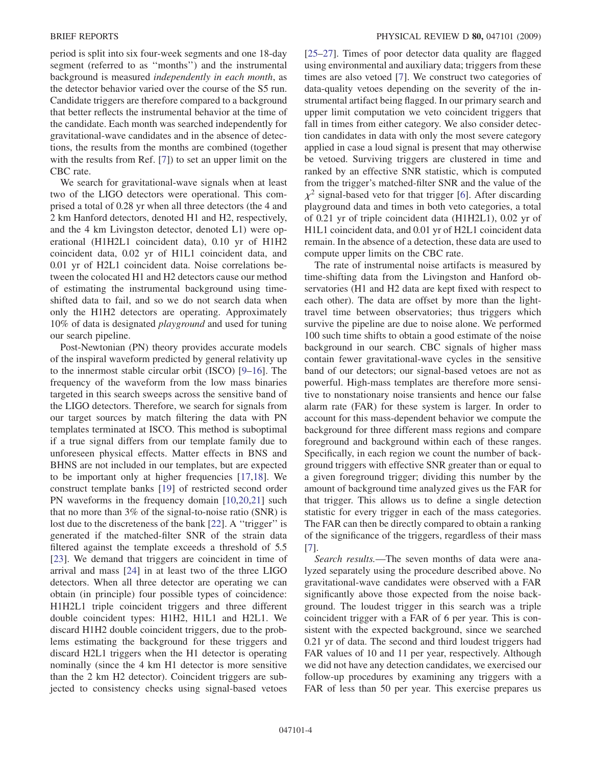period is split into six four-week segments and one 18-day segment (referred to as "months") and the instrumental background is measured *independently in each month*, as the detector behavior varied over the course of the S5 run. Candidate triggers are therefore compared to a background that better reflects the instrumental behavior at the time of the candidate. Each month was searched independently for gravitational-wave candidates and in the absence of detections, the results from the months are combined (together with the results from Ref. [7]) to set an upper limit on the CBC rate.

We search for gravitational-wave signals when at least two of the LIGO detectors were operational. This comprised a total of 0.28 yr when all three detectors (the 4 and 2 km Hanford detectors, denoted H1 and H2, respectively, and the 4 km Livingston detector, denoted L1) were operational (H1H2L1 coincident data), 0.10 yr of H1H2 coincident data, 0.02 yr of H1L1 coincident data, and 0.01 yr of H2L1 coincident data. Noise correlations between the colocated H1 and H2 detectors cause our method of estimating the instrumental background using time-shifted data to fail, and so we do not search data when only the H1H2 detectors are operating. Approximately 10% of data is designated *playground* and used for tuning our search pipeline.

Post-Newtonian (PN) theory provides accurate models of the inspiral waveform predicted by general relativity up to the innermost stable circular orbit (ISCO) [9–16]. The frequency of the waveform from the low mass binaries targeted in this search sweeps across the sensitive band of the LIGO detectors. Therefore, we search for signals from our target sources by match filtering the data with PN templates terminated at ISCO. This method is suboptimal if a true signal differs from our template family due to unforeseen physical effects. Matter effects in BNS and BHNS are not included in our templates, but are expected to be important only at higher frequencies [17,18]. We construct template banks [19] of restricted second order PN waveforms in the frequency domain [10,20,21] such that no more than 3% of the signal-to-noise ratio (SNR) is lost due to the discreteness of the bank [22]. A "trigger" is generated if the matched-filter SNR of the strain data filtered against the template exceeds a threshold of 5.5 [23]. We demand that triggers are coincident in time of arrival and mass [24] in at least two of the three LIGO detectors. When all three detector are operating we can obtain (in principle) four possible types of coincidence: H1H2L1 triple coincident triggers and three different double coincident types: H1H2, H1L1 and H2L1. We discard H1H2 double coincident triggers, due to the problems estimating the background for these triggers and discard H2L1 triggers when the H1 detector is operating nominally (since the 4 km H1 detector is more sensitive than the 2 km H2 detector). Coincident triggers are subjected to consistency checks using signal-based vetoes [25–27]. Times of poor detector data quality are flagged using environmental and auxiliary data; triggers from these times are also vetoed [7]. We construct two categories of data-quality vetoes depending on the severity of the instrumental artifact being flagged. In our primary search and upper limit computation we veto coincident triggers that fall in times from either category. We also consider detection candidates in data with only the most severe category applied in case a loud signal is present that may otherwise be vetoed. Surviving triggers are clustered in time and ranked by an effective SNR statistic, which is computed from the trigger's matched-filter SNR and the value of the $\chi^2$ signal-based veto for that trigger [6]. After discarding playground data and times in both veto categories, a total of 0.21 yr of triple coincident data (H1H2L1), 0.02 yr of H1L1 coincident data, and 0.01 yr of H2L1 coincident data remain. In the absence of a detection, these data are used to compute upper limits on the CBC rate.

The rate of instrumental noise artifacts is measured by time-shifting data from the Livingston and Hanford observatories (H1 and H2 data are kept fixed with respect to each other). The data are offset by more than the light-travel time between observatories; thus triggers which survive the pipeline are due to noise alone. We performed 100 such time shifts to obtain a good estimate of the noise background in our search. CBC signals of higher mass contain fewer gravitational-wave cycles in the sensitive band of our detectors; our signal-based vetoes are not as powerful. High-mass templates are therefore more sensitive to nonstationary noise transients and hence our false alarm rate (FAR) for these system is larger. In order to account for this mass-dependent behavior we compute the background for three different mass regions and compare foreground and background within each of these ranges. Specifically, in each region we count the number of background triggers with effective SNR greater than or equal to a given foreground trigger; dividing this number by the amount of background time analyzed gives us the FAR for that trigger. This allows us to define a single detection statistic for every trigger in each of the mass categories. The FAR can then be directly compared to obtain a ranking of the significance of the triggers, regardless of their mass [7].

*Search results.*—The seven months of data were analyzed separately using the procedure described above. No gravitational-wave candidates were observed with a FAR significantly above those expected from the noise background. The loudest trigger in this search was a triple coincident trigger with a FAR of 6 per year. This is consistent with the expected background, since we searched 0.21 yr of data. The second and third loudest triggers had FAR values of 10 and 11 per year, respectively. Although we did not have any detection candidates, we exercised our follow-up procedures by examining any triggers with a FAR of less than 50 per year. This exercise prepares us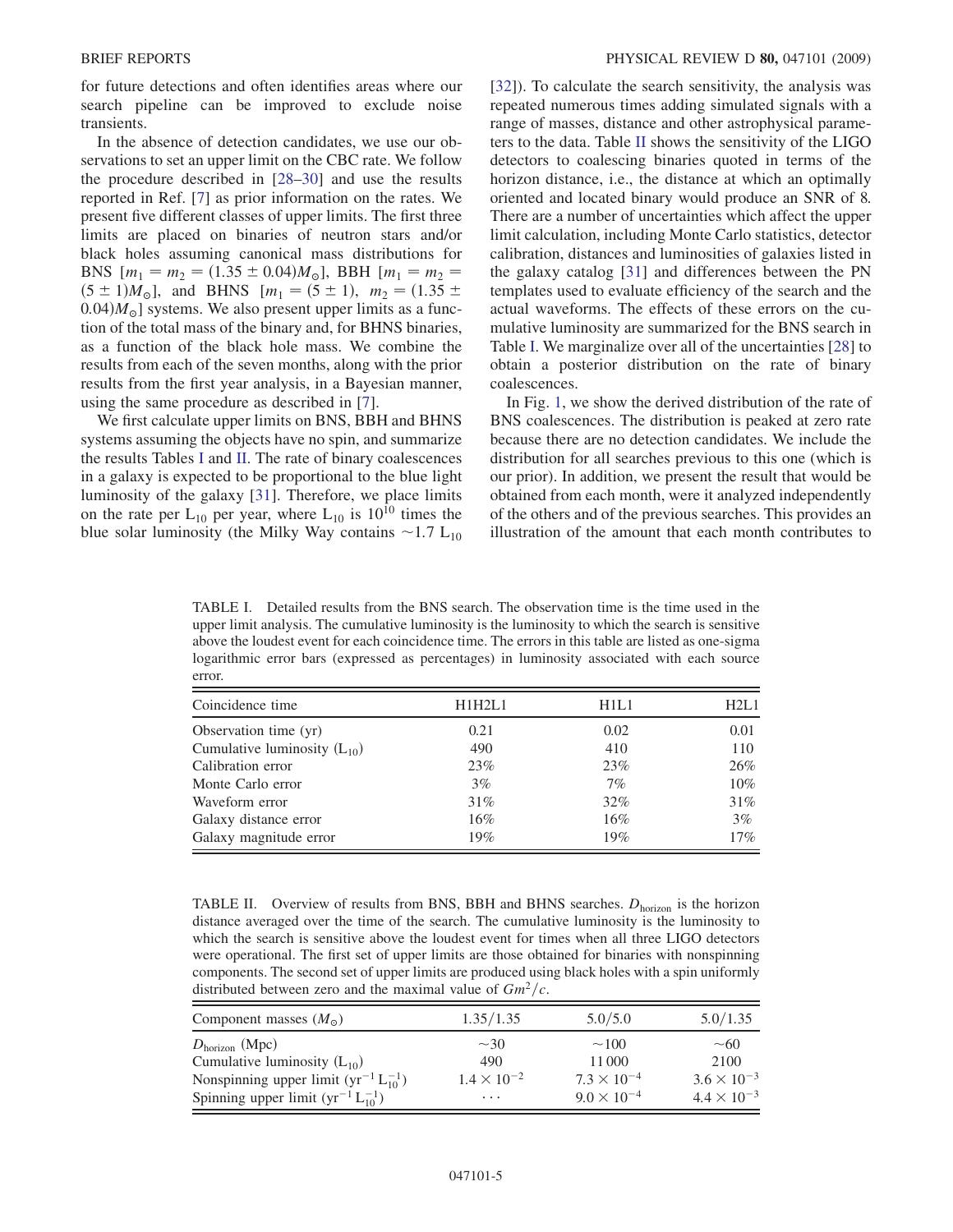for future detections and often identifies areas where our search pipeline can be improved to exclude noise transients.

In the absence of detection candidates, we use our observations to set an upper limit on the CBC rate. We follow the procedure described in [28–30] and use the results reported in Ref. [7] as prior information on the rates. We present five different classes of upper limits. The first three limits are placed on binaries of neutron stars and/or black holes assuming canonical mass distributions for BNS [$m_1 = m_2 = (1.35 \pm 0.04)M_\odot$], BBH [$m_1 = m_2 = (5 \pm 1)M_\odot$], and BHNS [$m_1 = (5 \pm 1)$, $m_2 = (1.35 \pm 0.04)M_\odot$] systems. We also present upper limits as a function of the total mass of the binary and, for BHNS binaries, as a function of the black hole mass. We combine the results from each of the seven months, along with the prior results from the first year analysis, in a Bayesian manner, using the same procedure as described in [7].

We first calculate upper limits on BNS, BBH and BHNS systems assuming the objects have no spin, and summarize the results Tables I and II. The rate of binary coalescences in a galaxy is expected to be proportional to the blue light luminosity of the galaxy [31]. Therefore, we place limits on the rate per $L_{10}$ per year, where $L_{10}$ is $10^{10}$ times the blue solar luminosity (the Milky Way contains $\sim 1.7\ L_{10}$ [32]). To calculate the search sensitivity, the analysis was repeated numerous times adding simulated signals with a range of masses, distance and other astrophysical parameters to the data. Table II shows the sensitivity of the LIGO detectors to coalescing binaries quoted in terms of the horizon distance, i.e., the distance at which an optimally oriented and located binary would produce an SNR of 8. There are a number of uncertainties which affect the upper limit calculation, including Monte Carlo statistics, detector calibration, distances and luminosities of galaxies listed in the galaxy catalog [31] and differences between the PN templates used to evaluate efficiency of the search and the actual waveforms. The effects of these errors on the cumulative luminosity are summarized for the BNS search in Table I. We marginalize over all of the uncertainties [28] to obtain a posterior distribution on the rate of binary coalescences.

In Fig. 1, we show the derived distribution of the rate of BNS coalescences. The distribution is peaked at zero rate because there are no detection candidates. We include the distribution for all searches previous to this one (which is our prior). In addition, we present the result that would be obtained from each month, were it analyzed independently of the others and of the previous searches. This provides an illustration of the amount that each month contributes to

TABLE I. Detailed results from the BNS search. The observation time is the time used in the upper limit analysis. The cumulative luminosity is the luminosity to which the search is sensitive above the loudest event for each coincidence time. The errors in this table are listed as one-sigma logarithmic error bars (expressed as percentages) in luminosity associated with each source error.

| Coincidence time | H1H2L1 | H1L1 | H2L1 |
|---|---|---|---|
| Observation time (yr) | 0.21 | 0.02 | 0.01 |
| Cumulative luminosity ($L_{10}$) | 490 | 410 | 110 |
| Calibration error | 23% | 23% | 26% |
| Monte Carlo error | 3% | 7% | 10% |
| Waveform error | 31% | 32% | 31% |
| Galaxy distance error | 16% | 16% | 3% |
| Galaxy magnitude error | 19% | 19% | 17% |

TABLE II. Overview of results from BNS, BBH and BHNS searches. $D_{\rm horizon}$ is the horizon distance averaged over the time of the search. The cumulative luminosity is the luminosity to which the search is sensitive above the loudest event for times when all three LIGO detectors were operational. The first set of upper limits are those obtained for binaries with nonspinning components. The second set of upper limits are produced using black holes with a spin uniformly distributed between zero and the maximal value of $Gm^2/c$.

| Component masses ($M_\odot$) | 1.35/1.35 | 5.0/5.0 | 5.0/1.35 |
|---|---|---|---|
| $D_{\rm horizon}$ (Mpc) | $\sim 30$ | $\sim 100$ | $\sim 60$ |
| Cumulative luminosity ($L_{10}$) | 490 | 11 000 | 2100 |
| Nonspinning upper limit ($\text{yr}^{-1}\,L_{10}^{-1}$) | $1.4 \times 10^{-2}$ | $7.3 \times 10^{-4}$ | $3.6 \times 10^{-3}$ |
| Spinning upper limit ($\text{yr}^{-1}\,L_{10}^{-1}$) | $\cdots$ | $9.0 \times 10^{-4}$ | $4.4 \times 10^{-3}$ |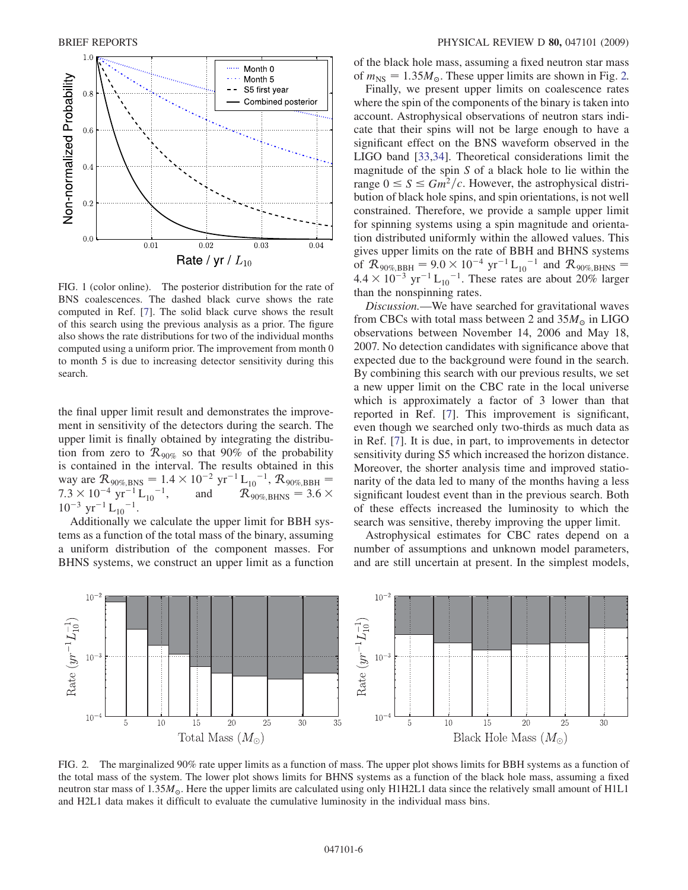FIG. 1 (color online). The posterior distribution for the rate of BNS coalescences. The dashed black curve shows the rate computed in Ref. [7]. The solid black curve shows the result of this search using the previous analysis as a prior. The figure also shows the rate distributions for two of the individual months computed using a uniform prior. The improvement from month 0 to month 5 is due to increasing detector sensitivity during this search.

the final upper limit result and demonstrates the improvement in sensitivity of the detectors during the search. The upper limit is finally obtained by integrating the distribution from zero to $\mathcal{R}_{90\%}$ so that 90% of the probability is contained in the interval. The results obtained in this way are $\mathcal{R}_{90\%,\mathrm{BNS}} = 1.4 \times 10^{-2}\ \mathrm{yr}^{-1}\,\mathrm{L}_{10}{}^{-1}$, $\mathcal{R}_{90\%,\mathrm{BBH}} = 7.3 \times 10^{-4}\ \mathrm{yr}^{-1}\,\mathrm{L}_{10}{}^{-1}$, and $\mathcal{R}_{90\%,\mathrm{BHNS}} = 3.6 \times 10^{-3}\ \mathrm{yr}^{-1}\,\mathrm{L}_{10}{}^{-1}$.

Additionally we calculate the upper limit for BBH systems as a function of the total mass of the binary, assuming a uniform distribution of the component masses. For BHNS systems, we construct an upper limit as a function of the black hole mass, assuming a fixed neutron star mass of $m_{\mathrm{NS}} = 1.35 M_{\odot}$. These upper limits are shown in Fig. 2.

Finally, we present upper limits on coalescence rates where the spin of the components of the binary is taken into account. Astrophysical observations of neutron stars indicate that their spins will not be large enough to have a significant effect on the BNS waveform observed in the LIGO band [33,34]. Theoretical considerations limit the magnitude of the spin $S$ of a black hole to lie within the range $0 \le S \le Gm^2/c$. However, the astrophysical distribution of black hole spins, and spin orientations, is not well constrained. Therefore, we provide a sample upper limit for spinning systems using a spin magnitude and orientation distributed uniformly within the allowed values. This gives upper limits on the rate of BBH and BHNS systems of $\mathcal{R}_{90\%,\mathrm{BBH}} = 9.0 \times 10^{-4}\ \mathrm{yr}^{-1}\,\mathrm{L}_{10}{}^{-1}$ and $\mathcal{R}_{90\%,\mathrm{BHNS}} = 4.4 \times 10^{-3}\ \mathrm{yr}^{-1}\,\mathrm{L}_{10}{}^{-1}$. These rates are about 20% larger than the nonspinning rates.

*Discussion.*—We have searched for gravitational waves from CBCs with total mass between 2 and $35 M_{\odot}$ in LIGO observations between November 14, 2006 and May 18, 2007. No detection candidates with significance above that expected due to the background were found in the search. By combining this search with our previous results, we set a new upper limit on the CBC rate in the local universe which is approximately a factor of 3 lower than that reported in Ref. [7]. This improvement is significant, even though we searched only two-thirds as much data as in Ref. [7]. It is due, in part, to improvements in detector sensitivity during S5 which increased the horizon distance. Moreover, the shorter analysis time and improved stationarity of the data led to many of the months having a less significant loudest event than in the previous search. Both of these effects increased the luminosity to which the search was sensitive, thereby improving the upper limit.

Astrophysical estimates for CBC rates depend on a number of assumptions and unknown model parameters, and are still uncertain at present. In the simplest models,

FIG. 2. The marginalized 90% rate upper limits as a function of mass. The upper plot shows limits for BBH systems as a function of the total mass of the system. The lower plot shows limits for BHNS systems as a function of the black hole mass, assuming a fixed neutron star mass of $1.35 M_{\odot}$. Here the upper limits are calculated using only H1H2L1 data since the relatively small amount of H1L1 and H2L1 data makes it difficult to evaluate the cumulative luminosity in the individual mass bins.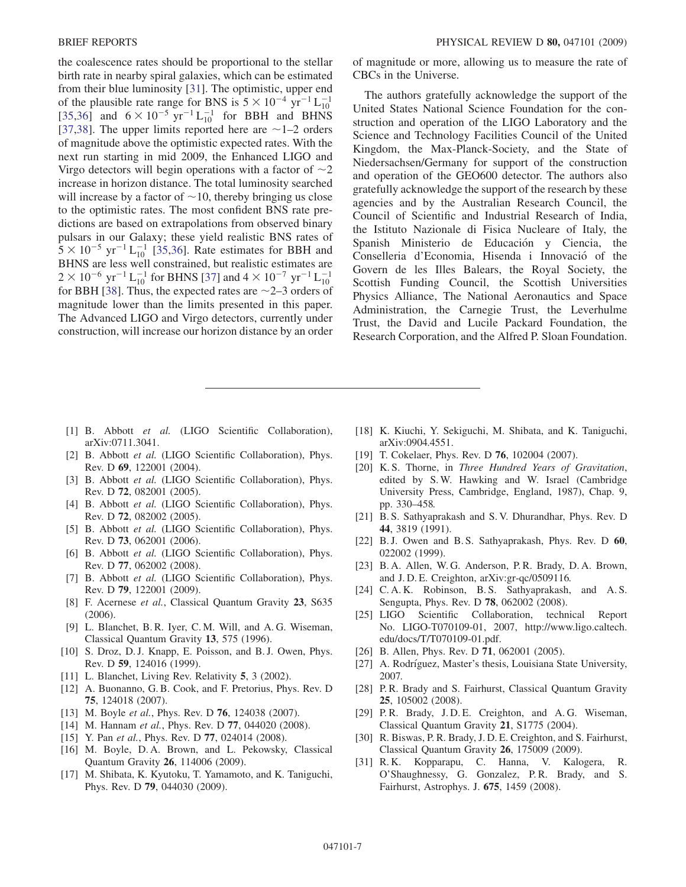the coalescence rates should be proportional to the stellar birth rate in nearby spiral galaxies, which can be estimated from their blue luminosity [31]. The optimistic, upper end of the plausible rate range for BNS is $5 \times 10^{-4}\ \mathrm{yr}^{-1}\,\mathrm{L}_{10}^{-1}$ [35,36] and $6 \times 10^{-5}\ \mathrm{yr}^{-1}\,\mathrm{L}_{10}^{-1}$ for BBH and BHNS [37,38]. The upper limits reported here are $\sim$1–2 orders of magnitude above the optimistic expected rates. With the next run starting in mid 2009, the Enhanced LIGO and Virgo detectors will begin operations with a factor of $\sim$2 increase in horizon distance. The total luminosity searched will increase by a factor of $\sim$10, thereby bringing us close to the optimistic rates. The most confident BNS rate predictions are based on extrapolations from observed binary pulsars in our Galaxy; these yield realistic BNS rates of $5 \times 10^{-5}\ \mathrm{yr}^{-1}\,\mathrm{L}_{10}^{-1}$ [35,36]. Rate estimates for BBH and BHNS are less well constrained, but realistic estimates are $2 \times 10^{-6}\ \mathrm{yr}^{-1}\,\mathrm{L}_{10}^{-1}$ for BHNS [37] and $4 \times 10^{-7}\ \mathrm{yr}^{-1}\,\mathrm{L}_{10}^{-1}$ for BBH [38]. Thus, the expected rates are $\sim$2–3 orders of magnitude lower than the limits presented in this paper. The Advanced LIGO and Virgo detectors, currently under construction, will increase our horizon distance by an order of magnitude or more, allowing us to measure the rate of CBCs in the Universe.

The authors gratefully acknowledge the support of the United States National Science Foundation for the construction and operation of the LIGO Laboratory and the Science and Technology Facilities Council of the United Kingdom, the Max-Planck-Society, and the State of Niedersachsen/Germany for support of the construction and operation of the GEO600 detector. The authors also gratefully acknowledge the support of the research by these agencies and by the Australian Research Council, the Council of Scientific and Industrial Research of India, the Istituto Nazionale di Fisica Nucleare of Italy, the Spanish Ministerio de Educación y Ciencia, the Conselleria d'Economia, Hisenda i Innovació of the Govern de les Illes Balears, the Royal Society, the Scottish Funding Council, the Scottish Universities Physics Alliance, The National Aeronautics and Space Administration, the Carnegie Trust, the Leverhulme Trust, the David and Lucile Packard Foundation, the Research Corporation, and the Alfred P. Sloan Foundation.

---

[1] B. Abbott *et al.* (LIGO Scientific Collaboration), arXiv:0711.3041.

[2] B. Abbott *et al.* (LIGO Scientific Collaboration), Phys. Rev. D **69**, 122001 (2004).

[3] B. Abbott *et al.* (LIGO Scientific Collaboration), Phys. Rev. D **72**, 082001 (2005).

[4] B. Abbott *et al.* (LIGO Scientific Collaboration), Phys. Rev. D **72**, 082002 (2005).

[5] B. Abbott *et al.* (LIGO Scientific Collaboration), Phys. Rev. D **73**, 062001 (2006).

[6] B. Abbott *et al.* (LIGO Scientific Collaboration), Phys. Rev. D **77**, 062002 (2008).

[7] B. Abbott *et al.* (LIGO Scientific Collaboration), Phys. Rev. D **79**, 122001 (2009).

[8] F. Acernese *et al.*, Classical Quantum Gravity **23**, S635 (2006).

[9] L. Blanchet, B. R. Iyer, C. M. Will, and A. G. Wiseman, Classical Quantum Gravity **13**, 575 (1996).

[10] S. Droz, D. J. Knapp, E. Poisson, and B. J. Owen, Phys. Rev. D **59**, 124016 (1999).

[11] L. Blanchet, Living Rev. Relativity **5**, 3 (2002).

[12] A. Buonanno, G. B. Cook, and F. Pretorius, Phys. Rev. D **75**, 124018 (2007).

[13] M. Boyle *et al.*, Phys. Rev. D **76**, 124038 (2007).

[14] M. Hannam *et al.*, Phys. Rev. D **77**, 044020 (2008).

[15] Y. Pan *et al.*, Phys. Rev. D **77**, 024014 (2008).

[16] M. Boyle, D. A. Brown, and L. Pekowsky, Classical Quantum Gravity **26**, 114006 (2009).

[17] M. Shibata, K. Kyutoku, T. Yamamoto, and K. Taniguchi, Phys. Rev. D **79**, 044030 (2009).

[18] K. Kiuchi, Y. Sekiguchi, M. Shibata, and K. Taniguchi, arXiv:0904.4551.

[19] T. Cokelaer, Phys. Rev. D **76**, 102004 (2007).

[20] K. S. Thorne, in *Three Hundred Years of Gravitation*, edited by S. W. Hawking and W. Israel (Cambridge University Press, Cambridge, England, 1987), Chap. 9, pp. 330–458.

[21] B. S. Sathyaprakash and S. V. Dhurandhar, Phys. Rev. D **44**, 3819 (1991).

[22] B. J. Owen and B. S. Sathyaprakash, Phys. Rev. D **60**, 022002 (1999).

[23] B. A. Allen, W. G. Anderson, P. R. Brady, D. A. Brown, and J. D. E. Creighton, arXiv:gr-qc/0509116.

[24] C. A. K. Robinson, B. S. Sathyaprakash, and A. S. Sengupta, Phys. Rev. D **78**, 062002 (2008).

[25] LIGO Scientific Collaboration, technical Report No. LIGO-T070109-01, 2007, http://www.ligo.caltech.edu/docs/T/T070109-01.pdf.

[26] B. Allen, Phys. Rev. D **71**, 062001 (2005).

[27] A. Rodríguez, Master's thesis, Louisiana State University, 2007.

[28] P. R. Brady and S. Fairhurst, Classical Quantum Gravity **25**, 105002 (2008).

[29] P. R. Brady, J. D. E. Creighton, and A. G. Wiseman, Classical Quantum Gravity **21**, S1775 (2004).

[30] R. Biswas, P. R. Brady, J. D. E. Creighton, and S. Fairhurst, Classical Quantum Gravity **26**, 175009 (2009).

[31] R. K. Kopparapu, C. Hanna, V. Kalogera, R. O'Shaughnessy, G. Gonzalez, P. R. Brady, and S. Fairhurst, Astrophys. J. **675**, 1459 (2008).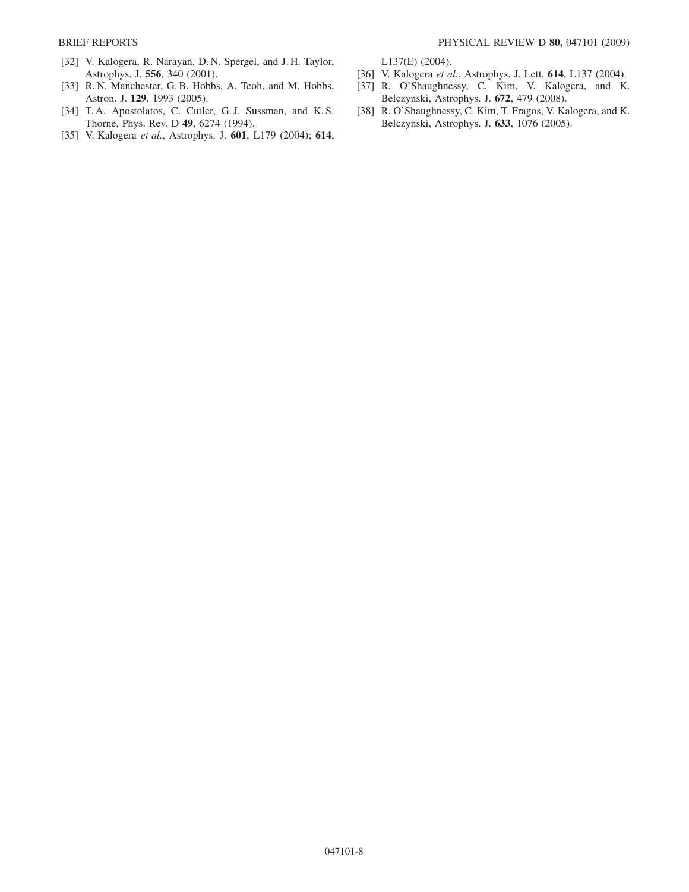[32] V. Kalogera, R. Narayan, D. N. Spergel, and J. H. Taylor, Astrophys. J. **556**, 340 (2001).

[33] R. N. Manchester, G. B. Hobbs, A. Teoh, and M. Hobbs, Astron. J. **129**, 1993 (2005).

[34] T. A. Apostolatos, C. Cutler, G. J. Sussman, and K. S. Thorne, Phys. Rev. D **49**, 6274 (1994).

[35] V. Kalogera *et al.*, Astrophys. J. **601**, L179 (2004); **614**, L137(E) (2004).

[36] V. Kalogera *et al.*, Astrophys. J. Lett. **614**, L137 (2004).

[37] R. O'Shaughnessy, C. Kim, V. Kalogera, and K. Belczynski, Astrophys. J. **672**, 479 (2008).

[38] R. O'Shaughnessy, C. Kim, T. Fragos, V. Kalogera, and K. Belczynski, Astrophys. J. **633**, 1076 (2005).